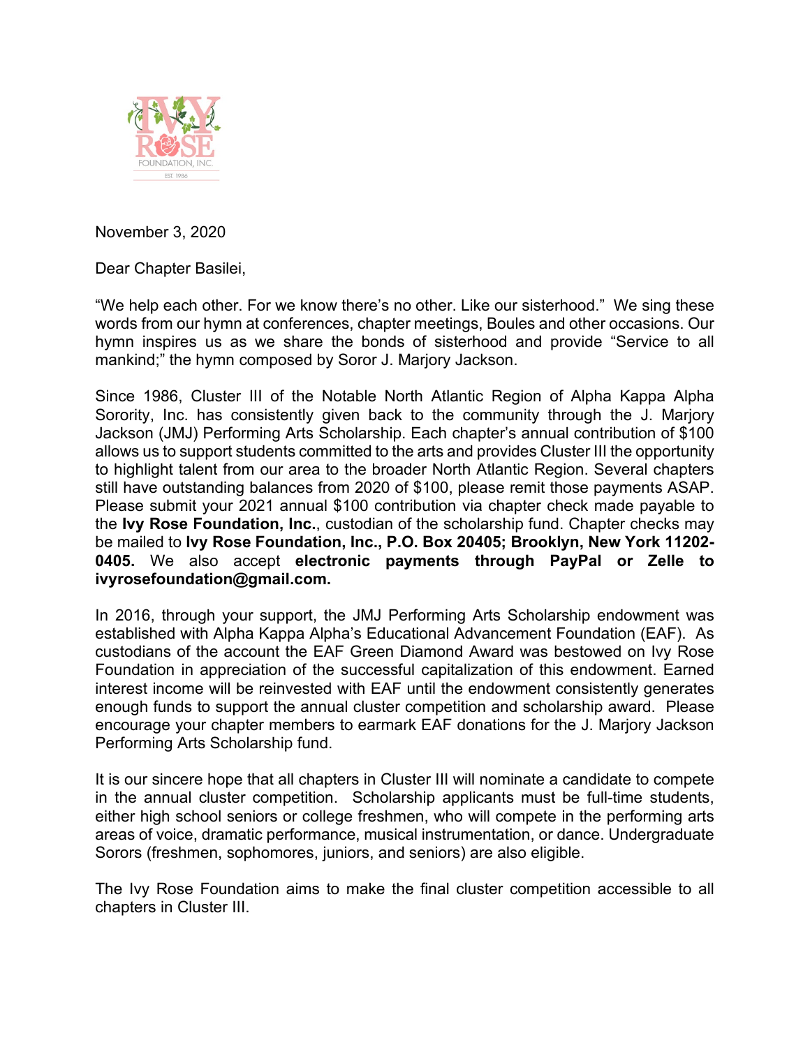IVY ROSE FOUNDATION, INC.
EST. 1986

November 3, 2020

Dear Chapter Basilei,

"We help each other. For we know there's no other. Like our sisterhood." We sing these words from our hymn at conferences, chapter meetings, Boules and other occasions. Our hymn inspires us as we share the bonds of sisterhood and provide "Service to all mankind;" the hymn composed by Soror J. Marjory Jackson.

Since 1986, Cluster III of the Notable North Atlantic Region of Alpha Kappa Alpha Sorority, Inc. has consistently given back to the community through the J. Marjory Jackson (JMJ) Performing Arts Scholarship. Each chapter's annual contribution of $100 allows us to support students committed to the arts and provides Cluster III the opportunity to highlight talent from our area to the broader North Atlantic Region. Several chapters still have outstanding balances from 2020 of $100, please remit those payments ASAP. Please submit your 2021 annual $100 contribution via chapter check made payable to the **Ivy Rose Foundation, Inc.**, custodian of the scholarship fund. Chapter checks may be mailed to **Ivy Rose Foundation, Inc., P.O. Box 20405; Brooklyn, New York 11202-0405.** We also accept **electronic payments through PayPal or Zelle to ivyrosefoundation@gmail.com.**

In 2016, through your support, the JMJ Performing Arts Scholarship endowment was established with Alpha Kappa Alpha's Educational Advancement Foundation (EAF). As custodians of the account the EAF Green Diamond Award was bestowed on Ivy Rose Foundation in appreciation of the successful capitalization of this endowment. Earned interest income will be reinvested with EAF until the endowment consistently generates enough funds to support the annual cluster competition and scholarship award. Please encourage your chapter members to earmark EAF donations for the J. Marjory Jackson Performing Arts Scholarship fund.

It is our sincere hope that all chapters in Cluster III will nominate a candidate to compete in the annual cluster competition. Scholarship applicants must be full-time students, either high school seniors or college freshmen, who will compete in the performing arts areas of voice, dramatic performance, musical instrumentation, or dance. Undergraduate Sorors (freshmen, sophomores, juniors, and seniors) are also eligible.

The Ivy Rose Foundation aims to make the final cluster competition accessible to all chapters in Cluster III.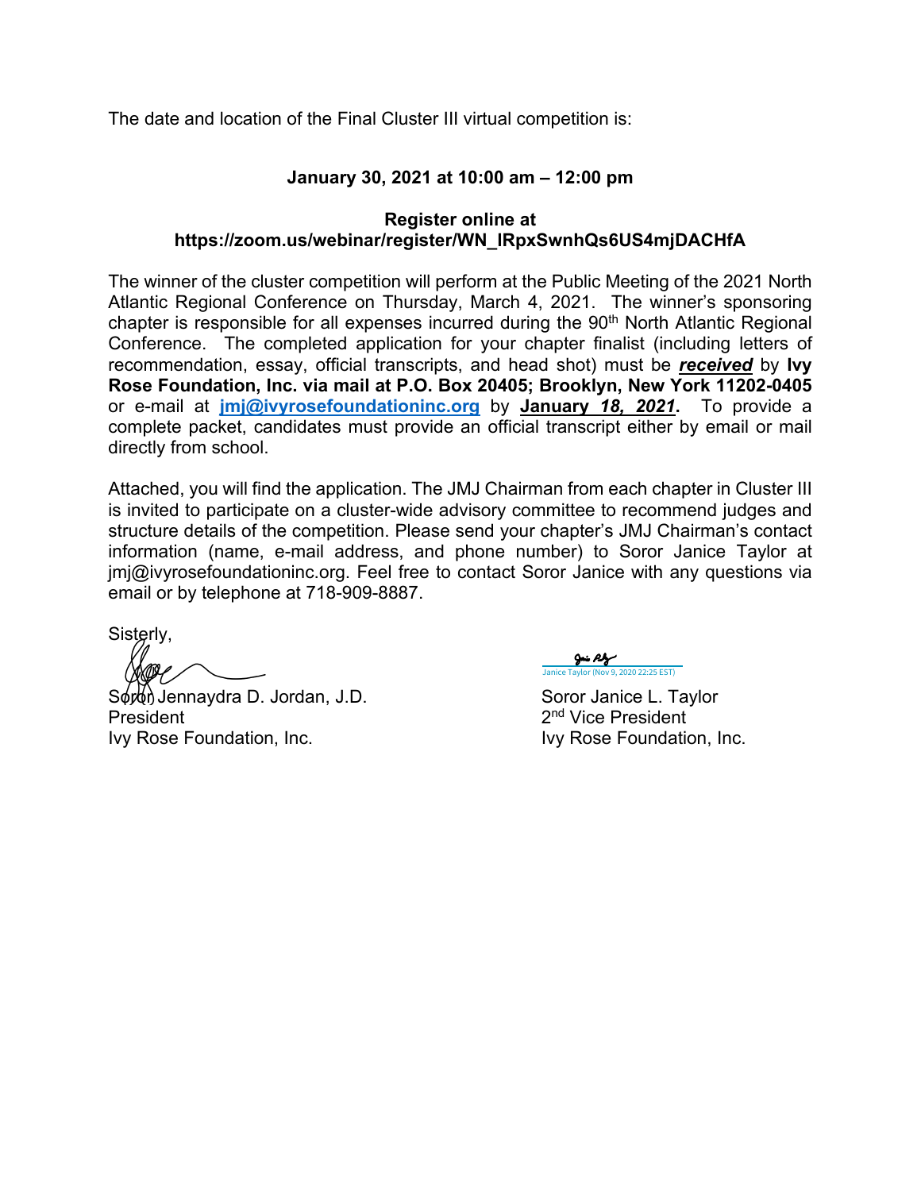The date and location of the Final Cluster III virtual competition is:

**January 30, 2021 at 10:00 am – 12:00 pm**

**Register online at**
**https://zoom.us/webinar/register/WN_IRpxSwnhQs6US4mjDACHfA**

The winner of the cluster competition will perform at the Public Meeting of the 2021 North Atlantic Regional Conference on Thursday, March 4, 2021. The winner's sponsoring chapter is responsible for all expenses incurred during the 90th North Atlantic Regional Conference. The completed application for your chapter finalist (including letters of recommendation, essay, official transcripts, and head shot) must be ***received*** by **Ivy Rose Foundation, Inc. via mail at P.O. Box 20405; Brooklyn, New York 11202-0405** or e-mail at **jmj@ivyrosefoundationinc.org** by **January *18, 2021*.** To provide a complete packet, candidates must provide an official transcript either by email or mail directly from school.

Attached, you will find the application. The JMJ Chairman from each chapter in Cluster III is invited to participate on a cluster-wide advisory committee to recommend judges and structure details of the competition. Please send your chapter's JMJ Chairman's contact information (name, e-mail address, and phone number) to Soror Janice Taylor at jmj@ivyrosefoundationinc.org. Feel free to contact Soror Janice with any questions via email or by telephone at 718-909-8887.

Sisterly,

Janice Taylor (Nov 9, 2020 22:25 EST)

Soror Jennaydra D. Jordan, J.D.
President
Ivy Rose Foundation, Inc.

Soror Janice L. Taylor
2nd Vice President
Ivy Rose Foundation, Inc.